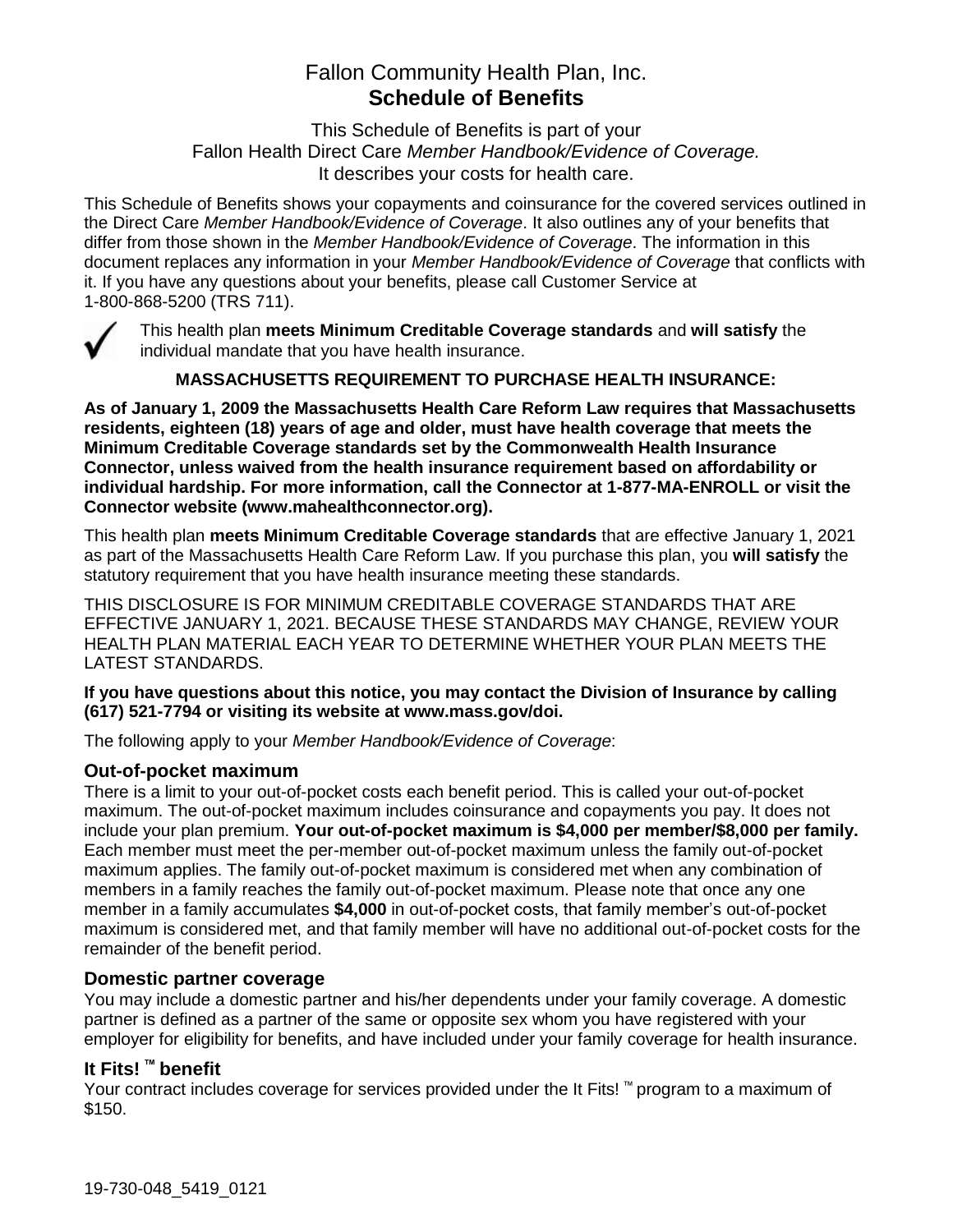# Fallon Community Health Plan, Inc.
## Schedule of Benefits

This Schedule of Benefits is part of your
Fallon Health Direct Care *Member Handbook/Evidence of Coverage.*
It describes your costs for health care.

This Schedule of Benefits shows your copayments and coinsurance for the covered services outlined in the Direct Care *Member Handbook/Evidence of Coverage*. It also outlines any of your benefits that differ from those shown in the *Member Handbook/Evidence of Coverage*. The information in this document replaces any information in your *Member Handbook/Evidence of Coverage* that conflicts with it. If you have any questions about your benefits, please call Customer Service at 1-800-868-5200 (TRS 711).

✓ This health plan **meets Minimum Creditable Coverage standards** and **will satisfy** the individual mandate that you have health insurance.

**MASSACHUSETTS REQUIREMENT TO PURCHASE HEALTH INSURANCE:**

**As of January 1, 2009 the Massachusetts Health Care Reform Law requires that Massachusetts residents, eighteen (18) years of age and older, must have health coverage that meets the Minimum Creditable Coverage standards set by the Commonwealth Health Insurance Connector, unless waived from the health insurance requirement based on affordability or individual hardship. For more information, call the Connector at 1-877-MA-ENROLL or visit the Connector website (www.mahealthconnector.org).**

This health plan **meets Minimum Creditable Coverage standards** that are effective January 1, 2021 as part of the Massachusetts Health Care Reform Law. If you purchase this plan, you **will satisfy** the statutory requirement that you have health insurance meeting these standards.

THIS DISCLOSURE IS FOR MINIMUM CREDITABLE COVERAGE STANDARDS THAT ARE EFFECTIVE JANUARY 1, 2021. BECAUSE THESE STANDARDS MAY CHANGE, REVIEW YOUR HEALTH PLAN MATERIAL EACH YEAR TO DETERMINE WHETHER YOUR PLAN MEETS THE LATEST STANDARDS.

**If you have questions about this notice, you may contact the Division of Insurance by calling (617) 521-7794 or visiting its website at www.mass.gov/doi.**

The following apply to your *Member Handbook/Evidence of Coverage*:

### Out-of-pocket maximum

There is a limit to your out-of-pocket costs each benefit period. This is called your out-of-pocket maximum. The out-of-pocket maximum includes coinsurance and copayments you pay. It does not include your plan premium. **Your out-of-pocket maximum is $4,000 per member/$8,000 per family.** Each member must meet the per-member out-of-pocket maximum unless the family out-of-pocket maximum applies. The family out-of-pocket maximum is considered met when any combination of members in a family reaches the family out-of-pocket maximum. Please note that once any one member in a family accumulates **$4,000** in out-of-pocket costs, that family member's out-of-pocket maximum is considered met, and that family member will have no additional out-of-pocket costs for the remainder of the benefit period.

### Domestic partner coverage

You may include a domestic partner and his/her dependents under your family coverage. A domestic partner is defined as a partner of the same or opposite sex whom you have registered with your employer for eligibility for benefits, and have included under your family coverage for health insurance.

### It Fits! ™ benefit

Your contract includes coverage for services provided under the It Fits! ™ program to a maximum of $150.

19-730-048_5419_0121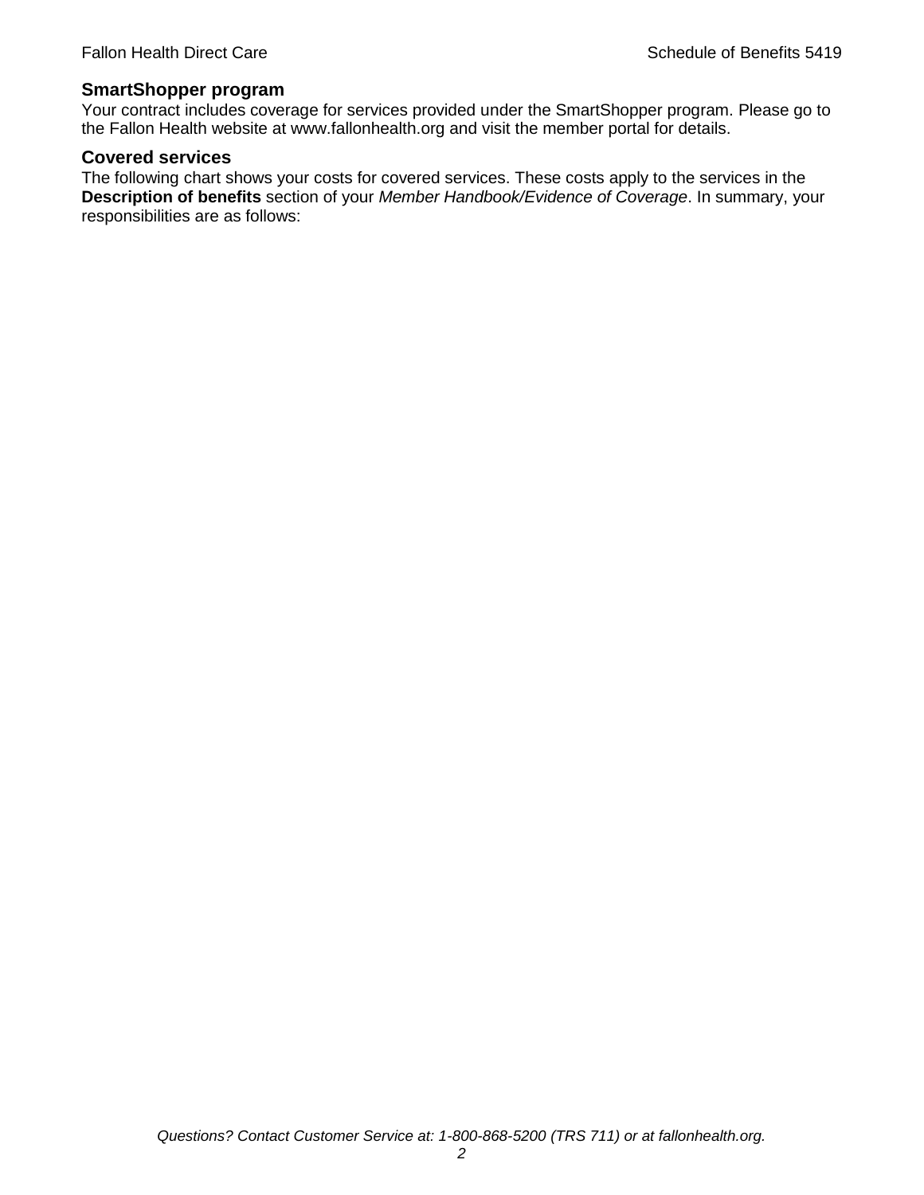## SmartShopper program

Your contract includes coverage for services provided under the SmartShopper program. Please go to the Fallon Health website at www.fallonhealth.org and visit the member portal for details.

## Covered services

The following chart shows your costs for covered services. These costs apply to the services in the **Description of benefits** section of your *Member Handbook/Evidence of Coverage*. In summary, your responsibilities are as follows: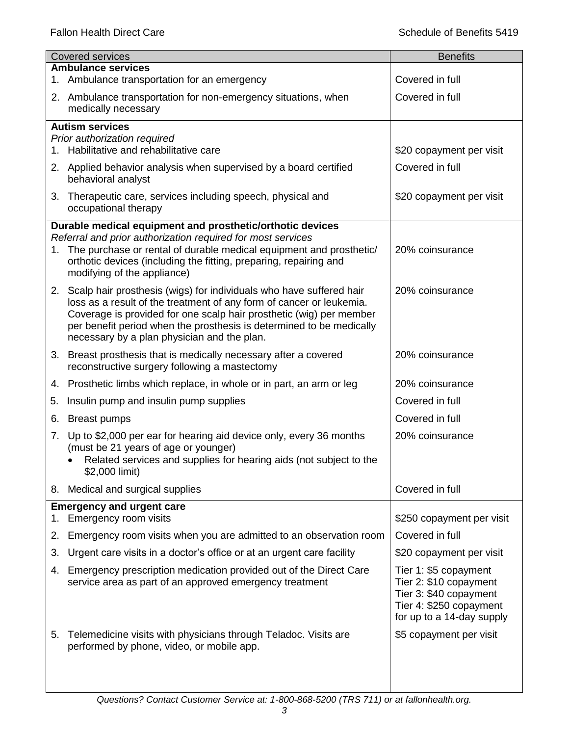| Covered services | Benefits |
|---|---|
| **Ambulance services** | |
| 1. Ambulance transportation for an emergency | Covered in full |
| 2. Ambulance transportation for non-emergency situations, when medically necessary | Covered in full |
| **Autism services**<br>*Prior authorization required* | |
| 1. Habilitative and rehabilitative care | $20 copayment per visit |
| 2. Applied behavior analysis when supervised by a board certified behavioral analyst | Covered in full |
| 3. Therapeutic care, services including speech, physical and occupational therapy | $20 copayment per visit |
| **Durable medical equipment and prosthetic/orthotic devices**<br>*Referral and prior authorization required for most services* | |
| 1. The purchase or rental of durable medical equipment and prosthetic/orthotic devices (including the fitting, preparing, repairing and modifying of the appliance) | 20% coinsurance |
| 2. Scalp hair prosthesis (wigs) for individuals who have suffered hair loss as a result of the treatment of any form of cancer or leukemia. Coverage is provided for one scalp hair prosthetic (wig) per member per benefit period when the prosthesis is determined to be medically necessary by a plan physician and the plan. | 20% coinsurance |
| 3. Breast prosthesis that is medically necessary after a covered reconstructive surgery following a mastectomy | 20% coinsurance |
| 4. Prosthetic limbs which replace, in whole or in part, an arm or leg | 20% coinsurance |
| 5. Insulin pump and insulin pump supplies | Covered in full |
| 6. Breast pumps | Covered in full |
| 7. Up to $2,000 per ear for hearing aid device only, every 36 months (must be 21 years of age or younger)<br>• Related services and supplies for hearing aids (not subject to the $2,000 limit) | 20% coinsurance |
| 8. Medical and surgical supplies | Covered in full |
| **Emergency and urgent care** | |
| 1. Emergency room visits | $250 copayment per visit |
| 2. Emergency room visits when you are admitted to an observation room | Covered in full |
| 3. Urgent care visits in a doctor's office or at an urgent care facility | $20 copayment per visit |
| 4. Emergency prescription medication provided out of the Direct Care service area as part of an approved emergency treatment | Tier 1: $5 copayment<br>Tier 2: $10 copayment<br>Tier 3: $40 copayment<br>Tier 4: $250 copayment<br>for up to a 14-day supply |
| 5. Telemedicine visits with physicians through Teladoc. Visits are performed by phone, video, or mobile app. | $5 copayment per visit |

*Questions? Contact Customer Service at: 1-800-868-5200 (TRS 711) or at fallonhealth.org.*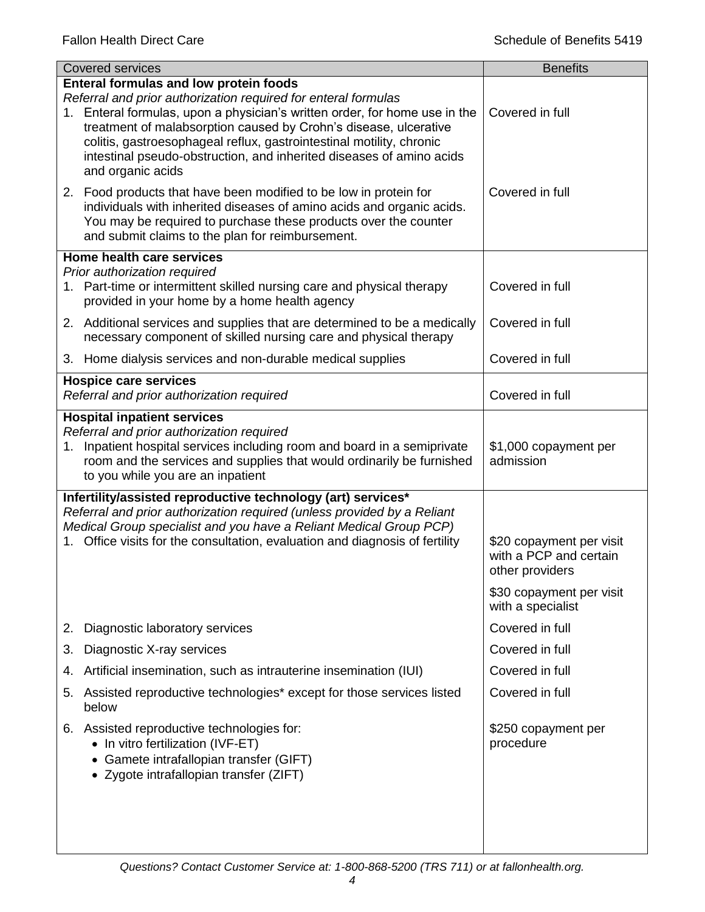| Covered services | Benefits |
|---|---|
| **Enteral formulas and low protein foods**<br>*Referral and prior authorization required for enteral formulas* | |
| 1. Enteral formulas, upon a physician's written order, for home use in the treatment of malabsorption caused by Crohn's disease, ulcerative colitis, gastroesophageal reflux, gastrointestinal motility, chronic intestinal pseudo-obstruction, and inherited diseases of amino acids and organic acids | Covered in full |
| 2. Food products that have been modified to be low in protein for individuals with inherited diseases of amino acids and organic acids. You may be required to purchase these products over the counter and submit claims to the plan for reimbursement. | Covered in full |
| **Home health care services**<br>*Prior authorization required* | |
| 1. Part-time or intermittent skilled nursing care and physical therapy provided in your home by a home health agency | Covered in full |
| 2. Additional services and supplies that are determined to be a medically necessary component of skilled nursing care and physical therapy | Covered in full |
| 3. Home dialysis services and non-durable medical supplies | Covered in full |
| **Hospice care services**<br>*Referral and prior authorization required* | Covered in full |
| **Hospital inpatient services**<br>*Referral and prior authorization required* | |
| 1. Inpatient hospital services including room and board in a semiprivate room and the services and supplies that would ordinarily be furnished to you while you are an inpatient | $1,000 copayment per admission |
| **Infertility/assisted reproductive technology (art) services***<br>*Referral and prior authorization required (unless provided by a Reliant Medical Group specialist and you have a Reliant Medical Group PCP)* | |
| 1. Office visits for the consultation, evaluation and diagnosis of fertility | $20 copayment per visit with a PCP and certain other providers<br><br>$30 copayment per visit with a specialist |
| 2. Diagnostic laboratory services | Covered in full |
| 3. Diagnostic X-ray services | Covered in full |
| 4. Artificial insemination, such as intrauterine insemination (IUI) | Covered in full |
| 5. Assisted reproductive technologies* except for those services listed below | Covered in full |
| 6. Assisted reproductive technologies for:<br>• In vitro fertilization (IVF-ET)<br>• Gamete intrafallopian transfer (GIFT)<br>• Zygote intrafallopian transfer (ZIFT) | $250 copayment per procedure |

*Questions? Contact Customer Service at: 1-800-868-5200 (TRS 711) or at fallonhealth.org.*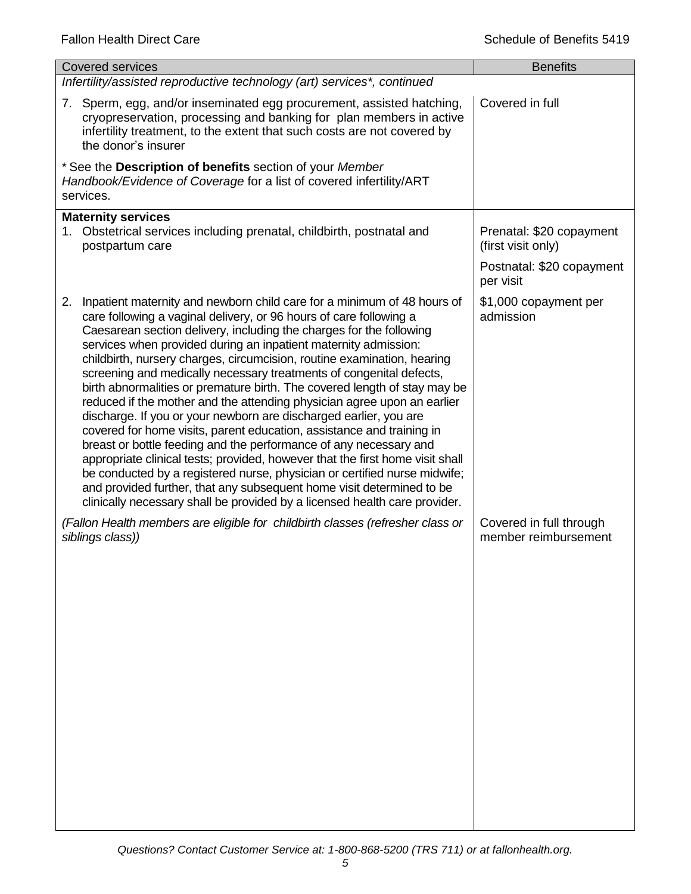| Covered services | Benefits |
|---|---|
| *Infertility/assisted reproductive technology (art) services\*, continued* | |
| 7. Sperm, egg, and/or inseminated egg procurement, assisted hatching, cryopreservation, processing and banking for plan members in active infertility treatment, to the extent that such costs are not covered by the donor's insurer | Covered in full |
| \* See the **Description of benefits** section of your *Member Handbook/Evidence of Coverage* for a list of covered infertility/ART services. | |
| **Maternity services** | |
| 1. Obstetrical services including prenatal, childbirth, postnatal and postpartum care | Prenatal: $20 copayment (first visit only)<br>Postnatal: $20 copayment per visit |
| 2. Inpatient maternity and newborn child care for a minimum of 48 hours of care following a vaginal delivery, or 96 hours of care following a Caesarean section delivery, including the charges for the following services when provided during an inpatient maternity admission: childbirth, nursery charges, circumcision, routine examination, hearing screening and medically necessary treatments of congenital defects, birth abnormalities or premature birth. The covered length of stay may be reduced if the mother and the attending physician agree upon an earlier discharge. If you or your newborn are discharged earlier, you are covered for home visits, parent education, assistance and training in breast or bottle feeding and the performance of any necessary and appropriate clinical tests; provided, however that the first home visit shall be conducted by a registered nurse, physician or certified nurse midwife; and provided further, that any subsequent home visit determined to be clinically necessary shall be provided by a licensed health care provider. | $1,000 copayment per admission |
| *(Fallon Health members are eligible for childbirth classes (refresher class or siblings class))* | Covered in full through member reimbursement |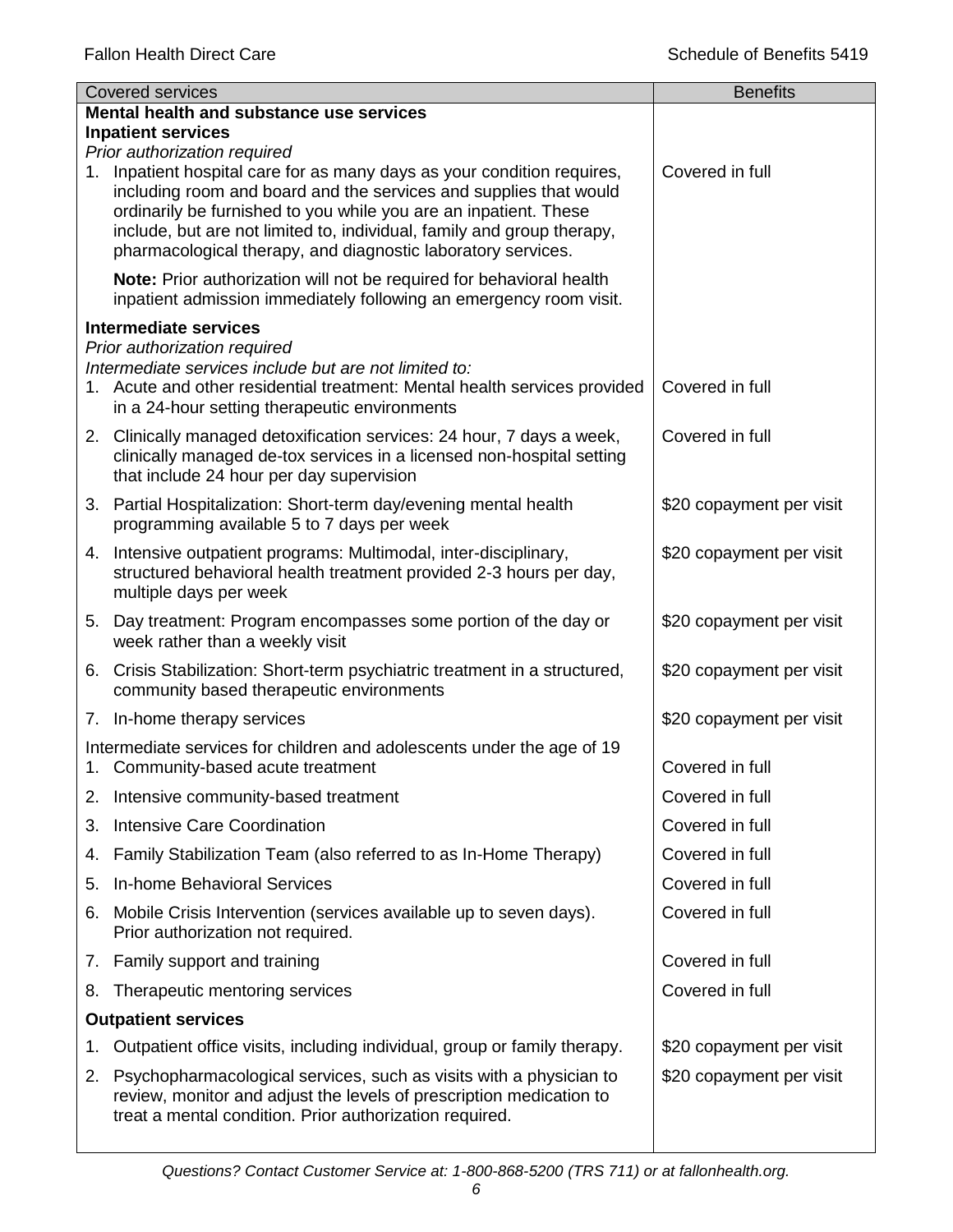| Covered services | Benefits |
|---|---|
| **Mental health and substance use services** | |
| **Inpatient services** | |
| *Prior authorization required* | |
| 1. Inpatient hospital care for as many days as your condition requires, including room and board and the services and supplies that would ordinarily be furnished to you while you are an inpatient. These include, but are not limited to, individual, family and group therapy, pharmacological therapy, and diagnostic laboratory services. | Covered in full |
| **Note:** Prior authorization will not be required for behavioral health inpatient admission immediately following an emergency room visit. | |
| **Intermediate services** | |
| *Prior authorization required* | |
| *Intermediate services include but are not limited to:* | |
| 1. Acute and other residential treatment: Mental health services provided in a 24-hour setting therapeutic environments | Covered in full |
| 2. Clinically managed detoxification services: 24 hour, 7 days a week, clinically managed de-tox services in a licensed non-hospital setting that include 24 hour per day supervision | Covered in full |
| 3. Partial Hospitalization: Short-term day/evening mental health programming available 5 to 7 days per week | $20 copayment per visit |
| 4. Intensive outpatient programs: Multimodal, inter-disciplinary, structured behavioral health treatment provided 2-3 hours per day, multiple days per week | $20 copayment per visit |
| 5. Day treatment: Program encompasses some portion of the day or week rather than a weekly visit | $20 copayment per visit |
| 6. Crisis Stabilization: Short-term psychiatric treatment in a structured, community based therapeutic environments | $20 copayment per visit |
| 7. In-home therapy services | $20 copayment per visit |
| Intermediate services for children and adolescents under the age of 19 | |
| 1. Community-based acute treatment | Covered in full |
| 2. Intensive community-based treatment | Covered in full |
| 3. Intensive Care Coordination | Covered in full |
| 4. Family Stabilization Team (also referred to as In-Home Therapy) | Covered in full |
| 5. In-home Behavioral Services | Covered in full |
| 6. Mobile Crisis Intervention (services available up to seven days). Prior authorization not required. | Covered in full |
| 7. Family support and training | Covered in full |
| 8. Therapeutic mentoring services | Covered in full |
| **Outpatient services** | |
| 1. Outpatient office visits, including individual, group or family therapy. | $20 copayment per visit |
| 2. Psychopharmacological services, such as visits with a physician to review, monitor and adjust the levels of prescription medication to treat a mental condition. Prior authorization required. | $20 copayment per visit |

*Questions? Contact Customer Service at: 1-800-868-5200 (TRS 711) or at fallonhealth.org.*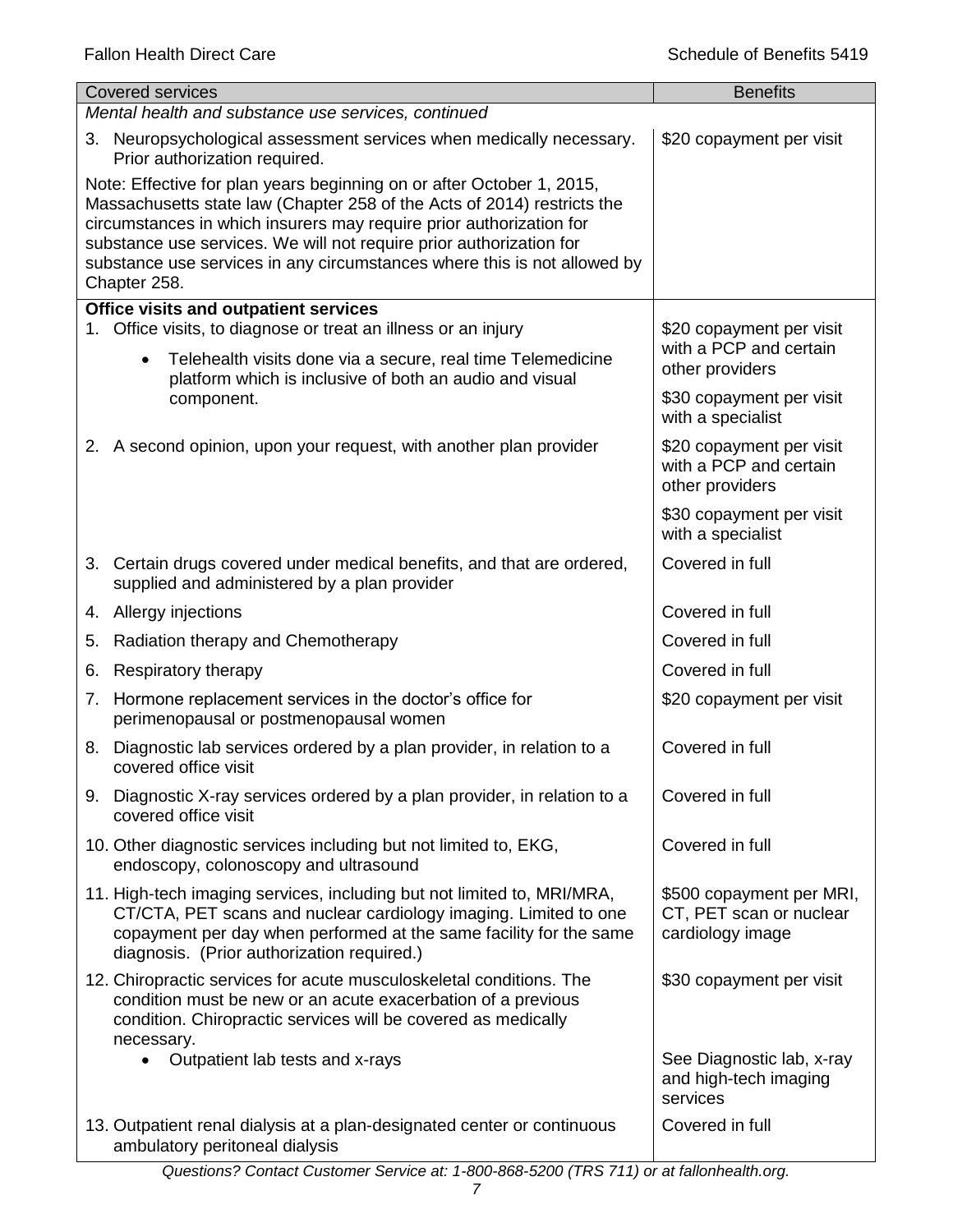| Covered services | Benefits |
|---|---|
| *Mental health and substance use services, continued* | |
| 3. Neuropsychological assessment services when medically necessary. Prior authorization required. | \$20 copayment per visit |
| Note: Effective for plan years beginning on or after October 1, 2015, Massachusetts state law (Chapter 258 of the Acts of 2014) restricts the circumstances in which insurers may require prior authorization for substance use services. We will not require prior authorization for substance use services in any circumstances where this is not allowed by Chapter 258. | |
| **Office visits and outpatient services** | |
| 1. Office visits, to diagnose or treat an illness or an injury<br>• Telehealth visits done via a secure, real time Telemedicine platform which is inclusive of both an audio and visual component. | \$20 copayment per visit with a PCP and certain other providers<br><br>\$30 copayment per visit with a specialist |
| 2. A second opinion, upon your request, with another plan provider | \$20 copayment per visit with a PCP and certain other providers<br><br>\$30 copayment per visit with a specialist |
| 3. Certain drugs covered under medical benefits, and that are ordered, supplied and administered by a plan provider | Covered in full |
| 4. Allergy injections | Covered in full |
| 5. Radiation therapy and Chemotherapy | Covered in full |
| 6. Respiratory therapy | Covered in full |
| 7. Hormone replacement services in the doctor's office for perimenopausal or postmenopausal women | \$20 copayment per visit |
| 8. Diagnostic lab services ordered by a plan provider, in relation to a covered office visit | Covered in full |
| 9. Diagnostic X-ray services ordered by a plan provider, in relation to a covered office visit | Covered in full |
| 10. Other diagnostic services including but not limited to, EKG, endoscopy, colonoscopy and ultrasound | Covered in full |
| 11. High-tech imaging services, including but not limited to, MRI/MRA, CT/CTA, PET scans and nuclear cardiology imaging. Limited to one copayment per day when performed at the same facility for the same diagnosis. (Prior authorization required.) | \$500 copayment per MRI, CT, PET scan or nuclear cardiology image |
| 12. Chiropractic services for acute musculoskeletal conditions. The condition must be new or an acute exacerbation of a previous condition. Chiropractic services will be covered as medically necessary. | \$30 copayment per visit |
| • Outpatient lab tests and x-rays | See Diagnostic lab, x-ray and high-tech imaging services |
| 13. Outpatient renal dialysis at a plan-designated center or continuous ambulatory peritoneal dialysis | Covered in full |

*Questions? Contact Customer Service at: 1-800-868-5200 (TRS 711) or at fallonhealth.org.*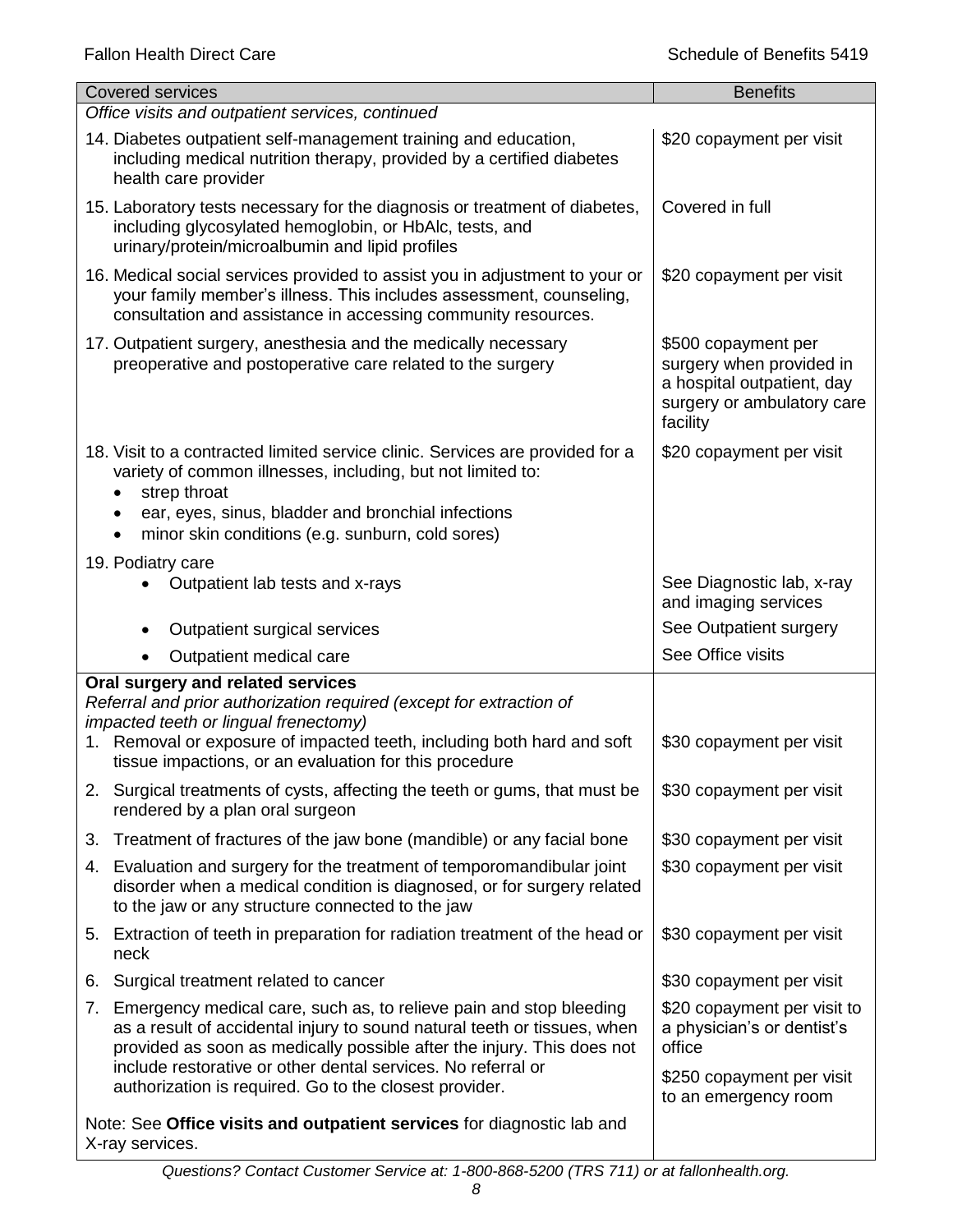| Covered services | Benefits |
|---|---|
| *Office visits and outpatient services, continued* | |
| 14. Diabetes outpatient self-management training and education, including medical nutrition therapy, provided by a certified diabetes health care provider | \$20 copayment per visit |
| 15. Laboratory tests necessary for the diagnosis or treatment of diabetes, including glycosylated hemoglobin, or HbAlc, tests, and urinary/protein/microalbumin and lipid profiles | Covered in full |
| 16. Medical social services provided to assist you in adjustment to your or your family member's illness. This includes assessment, counseling, consultation and assistance in accessing community resources. | \$20 copayment per visit |
| 17. Outpatient surgery, anesthesia and the medically necessary preoperative and postoperative care related to the surgery | \$500 copayment per surgery when provided in a hospital outpatient, day surgery or ambulatory care facility |
| 18. Visit to a contracted limited service clinic. Services are provided for a variety of common illnesses, including, but not limited to:<br>• strep throat<br>• ear, eyes, sinus, bladder and bronchial infections<br>• minor skin conditions (e.g. sunburn, cold sores) | \$20 copayment per visit |
| 19. Podiatry care | |
| • Outpatient lab tests and x-rays | See Diagnostic lab, x-ray and imaging services |
| • Outpatient surgical services | See Outpatient surgery |
| • Outpatient medical care | See Office visits |
| **Oral surgery and related services**<br>*Referral and prior authorization required (except for extraction of impacted teeth or lingual frenectomy)* | |
| 1. Removal or exposure of impacted teeth, including both hard and soft tissue impactions, or an evaluation for this procedure | \$30 copayment per visit |
| 2. Surgical treatments of cysts, affecting the teeth or gums, that must be rendered by a plan oral surgeon | \$30 copayment per visit |
| 3. Treatment of fractures of the jaw bone (mandible) or any facial bone | \$30 copayment per visit |
| 4. Evaluation and surgery for the treatment of temporomandibular joint disorder when a medical condition is diagnosed, or for surgery related to the jaw or any structure connected to the jaw | \$30 copayment per visit |
| 5. Extraction of teeth in preparation for radiation treatment of the head or neck | \$30 copayment per visit |
| 6. Surgical treatment related to cancer | \$30 copayment per visit |
| 7. Emergency medical care, such as, to relieve pain and stop bleeding as a result of accidental injury to sound natural teeth or tissues, when provided as soon as medically possible after the injury. This does not include restorative or other dental services. No referral or authorization is required. Go to the closest provider. | \$20 copayment per visit to a physician's or dentist's office<br><br>\$250 copayment per visit to an emergency room |
| Note: See **Office visits and outpatient services** for diagnostic lab and X-ray services. | |

*Questions? Contact Customer Service at: 1-800-868-5200 (TRS 711) or at fallonhealth.org.*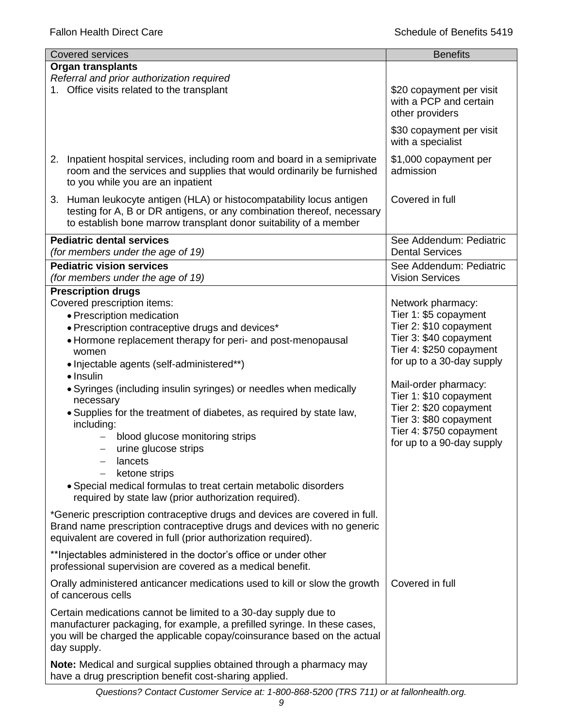| Covered services | Benefits |
| --- | --- |
| **Organ transplants**<br>*Referral and prior authorization required*<br>1. Office visits related to the transplant | \$20 copayment per visit with a PCP and certain other providers<br><br>\$30 copayment per visit with a specialist |
| 2. Inpatient hospital services, including room and board in a semiprivate room and the services and supplies that would ordinarily be furnished to you while you are an inpatient | \$1,000 copayment per admission |
| 3. Human leukocyte antigen (HLA) or histocompatability locus antigen testing for A, B or DR antigens, or any combination thereof, necessary to establish bone marrow transplant donor suitability of a member | Covered in full |
| **Pediatric dental services**<br>*(for members under the age of 19)* | See Addendum: Pediatric Dental Services |
| **Pediatric vision services**<br>*(for members under the age of 19)* | See Addendum: Pediatric Vision Services |
| **Prescription drugs**<br>Covered prescription items:<br>• Prescription medication<br>• Prescription contraceptive drugs and devices*<br>• Hormone replacement therapy for peri- and post-menopausal women<br>• Injectable agents (self-administered**)<br>• Insulin<br>• Syringes (including insulin syringes) or needles when medically necessary<br>• Supplies for the treatment of diabetes, as required by state law, including:<br>– blood glucose monitoring strips<br>– urine glucose strips<br>– lancets<br>– ketone strips<br>• Special medical formulas to treat certain metabolic disorders required by state law (prior authorization required).<br><br>*Generic prescription contraceptive drugs and devices are covered in full. Brand name prescription contraceptive drugs and devices with no generic equivalent are covered in full (prior authorization required).<br><br>**Injectables administered in the doctor's office or under other professional supervision are covered as a medical benefit. | Network pharmacy:<br>Tier 1: \$5 copayment<br>Tier 2: \$10 copayment<br>Tier 3: \$40 copayment<br>Tier 4: \$250 copayment<br>for up to a 30-day supply<br><br>Mail-order pharmacy:<br>Tier 1: \$10 copayment<br>Tier 2: \$20 copayment<br>Tier 3: \$80 copayment<br>Tier 4: \$750 copayment<br>for up to a 90-day supply |
| Orally administered anticancer medications used to kill or slow the growth of cancerous cells<br><br>Certain medications cannot be limited to a 30-day supply due to manufacturer packaging, for example, a prefilled syringe. In these cases, you will be charged the applicable copay/coinsurance based on the actual day supply.<br><br>**Note:** Medical and surgical supplies obtained through a pharmacy may have a drug prescription benefit cost-sharing applied. | Covered in full |

*Questions? Contact Customer Service at: 1-800-868-5200 (TRS 711) or at fallonhealth.org.*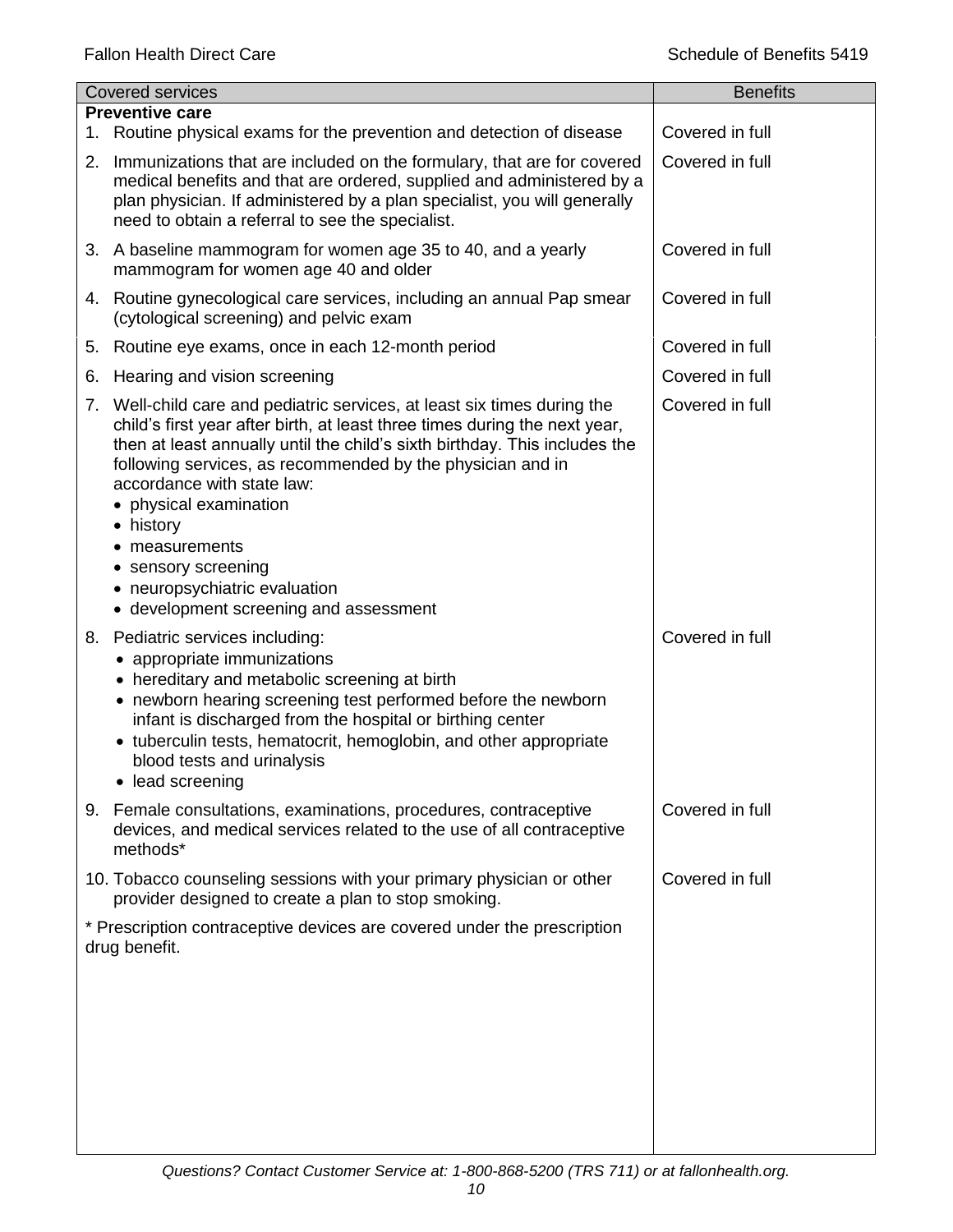| Covered services | Benefits |
|---|---|
| **Preventive care** | |
| 1. Routine physical exams for the prevention and detection of disease | Covered in full |
| 2. Immunizations that are included on the formulary, that are for covered medical benefits and that are ordered, supplied and administered by a plan physician. If administered by a plan specialist, you will generally need to obtain a referral to see the specialist. | Covered in full |
| 3. A baseline mammogram for women age 35 to 40, and a yearly mammogram for women age 40 and older | Covered in full |
| 4. Routine gynecological care services, including an annual Pap smear (cytological screening) and pelvic exam | Covered in full |
| 5. Routine eye exams, once in each 12-month period | Covered in full |
| 6. Hearing and vision screening | Covered in full |
| 7. Well-child care and pediatric services, at least six times during the child's first year after birth, at least three times during the next year, then at least annually until the child's sixth birthday. This includes the following services, as recommended by the physician and in accordance with state law: <br>• physical examination <br>• history <br>• measurements <br>• sensory screening <br>• neuropsychiatric evaluation <br>• development screening and assessment | Covered in full |
| 8. Pediatric services including: <br>• appropriate immunizations <br>• hereditary and metabolic screening at birth <br>• newborn hearing screening test performed before the newborn infant is discharged from the hospital or birthing center <br>• tuberculin tests, hematocrit, hemoglobin, and other appropriate blood tests and urinalysis <br>• lead screening | Covered in full |
| 9. Female consultations, examinations, procedures, contraceptive devices, and medical services related to the use of all contraceptive methods* | Covered in full |
| 10. Tobacco counseling sessions with your primary physician or other provider designed to create a plan to stop smoking. | Covered in full |
| * Prescription contraceptive devices are covered under the prescription drug benefit. | |

*Questions? Contact Customer Service at: 1-800-868-5200 (TRS 711) or at fallonhealth.org.*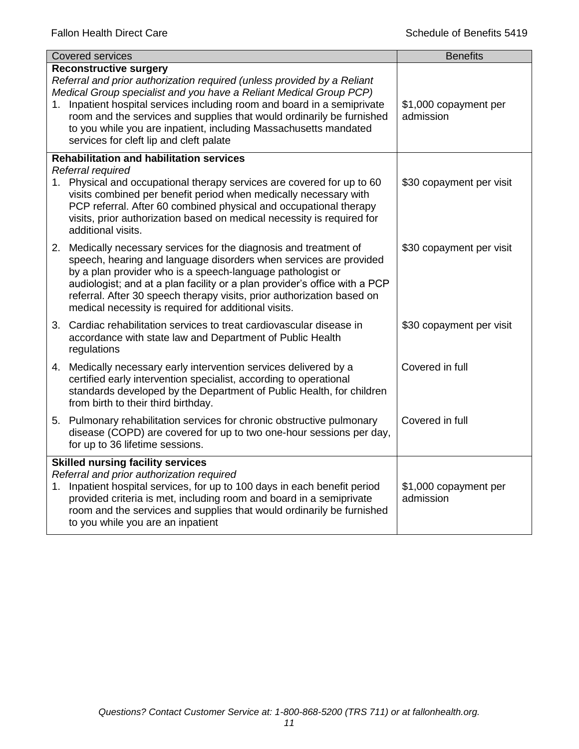| Covered services | Benefits |
|---|---|
| **Reconstructive surgery**<br>*Referral and prior authorization required (unless provided by a Reliant Medical Group specialist and you have a Reliant Medical Group PCP)*<br>1. Inpatient hospital services including room and board in a semiprivate room and the services and supplies that would ordinarily be furnished to you while you are inpatient, including Massachusetts mandated services for cleft lip and cleft palate | \$1,000 copayment per admission |
| **Rehabilitation and habilitation services**<br>*Referral required*<br>1. Physical and occupational therapy services are covered for up to 60 visits combined per benefit period when medically necessary with PCP referral. After 60 combined physical and occupational therapy visits, prior authorization based on medical necessity is required for additional visits. | \$30 copayment per visit |
| 2. Medically necessary services for the diagnosis and treatment of speech, hearing and language disorders when services are provided by a plan provider who is a speech-language pathologist or audiologist; and at a plan facility or a plan provider's office with a PCP referral. After 30 speech therapy visits, prior authorization based on medical necessity is required for additional visits. | \$30 copayment per visit |
| 3. Cardiac rehabilitation services to treat cardiovascular disease in accordance with state law and Department of Public Health regulations | \$30 copayment per visit |
| 4. Medically necessary early intervention services delivered by a certified early intervention specialist, according to operational standards developed by the Department of Public Health, for children from birth to their third birthday. | Covered in full |
| 5. Pulmonary rehabilitation services for chronic obstructive pulmonary disease (COPD) are covered for up to two one-hour sessions per day, for up to 36 lifetime sessions. | Covered in full |
| **Skilled nursing facility services**<br>*Referral and prior authorization required*<br>1. Inpatient hospital services, for up to 100 days in each benefit period provided criteria is met, including room and board in a semiprivate room and the services and supplies that would ordinarily be furnished to you while you are an inpatient | \$1,000 copayment per admission |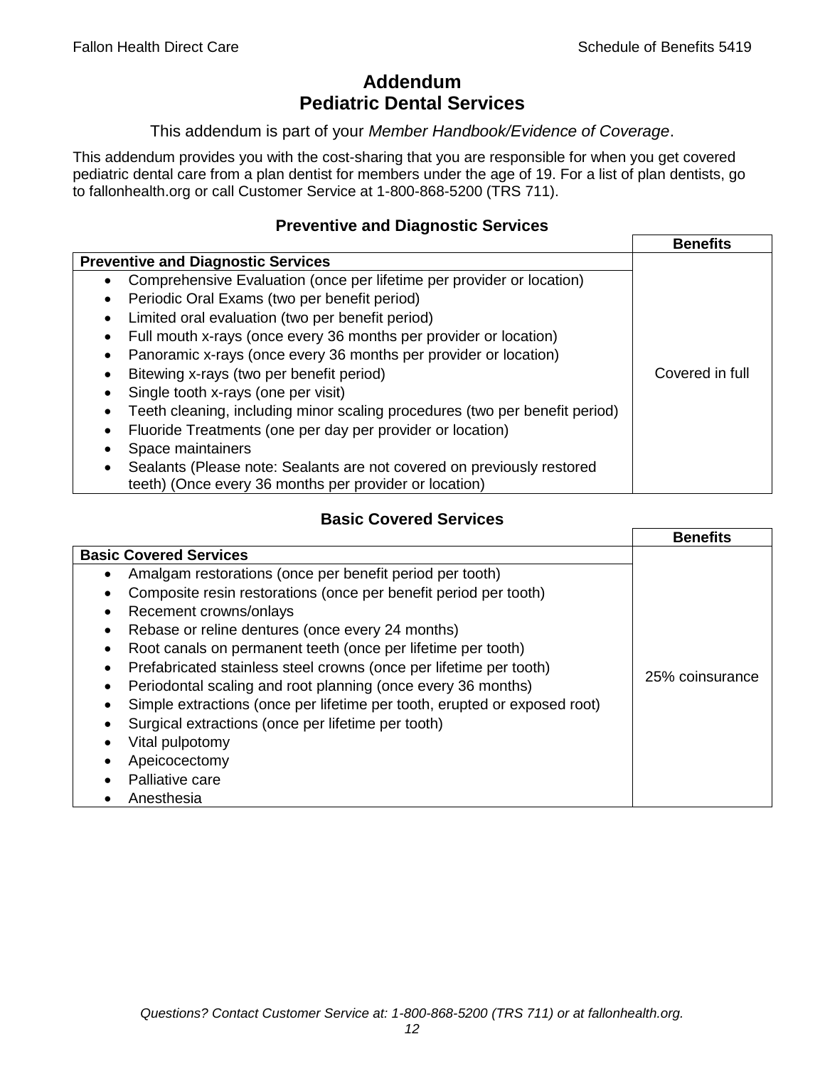# Addendum
# Pediatric Dental Services

This addendum is part of your *Member Handbook/Evidence of Coverage*.

This addendum provides you with the cost-sharing that you are responsible for when you get covered pediatric dental care from a plan dentist for members under the age of 19. For a list of plan dentists, go to fallonhealth.org or call Customer Service at 1-800-868-5200 (TRS 711).

## Preventive and Diagnostic Services

| | Benefits |
|---|---|
| **Preventive and Diagnostic Services** | Covered in full |
| • Comprehensive Evaluation (once per lifetime per provider or location)<br>• Periodic Oral Exams (two per benefit period)<br>• Limited oral evaluation (two per benefit period)<br>• Full mouth x-rays (once every 36 months per provider or location)<br>• Panoramic x-rays (once every 36 months per provider or location)<br>• Bitewing x-rays (two per benefit period)<br>• Single tooth x-rays (one per visit)<br>• Teeth cleaning, including minor scaling procedures (two per benefit period)<br>• Fluoride Treatments (one per day per provider or location)<br>• Space maintainers<br>• Sealants (Please note: Sealants are not covered on previously restored teeth) (Once every 36 months per provider or location) | |

## Basic Covered Services

| | Benefits |
|---|---|
| **Basic Covered Services** | 25% coinsurance |
| • Amalgam restorations (once per benefit period per tooth)<br>• Composite resin restorations (once per benefit period per tooth)<br>• Recement crowns/onlays<br>• Rebase or reline dentures (once every 24 months)<br>• Root canals on permanent teeth (once per lifetime per tooth)<br>• Prefabricated stainless steel crowns (once per lifetime per tooth)<br>• Periodontal scaling and root planning (once every 36 months)<br>• Simple extractions (once per lifetime per tooth, erupted or exposed root)<br>• Surgical extractions (once per lifetime per tooth)<br>• Vital pulpotomy<br>• Apeicocectomy<br>• Palliative care<br>• Anesthesia | |

*Questions? Contact Customer Service at: 1-800-868-5200 (TRS 711) or at fallonhealth.org.*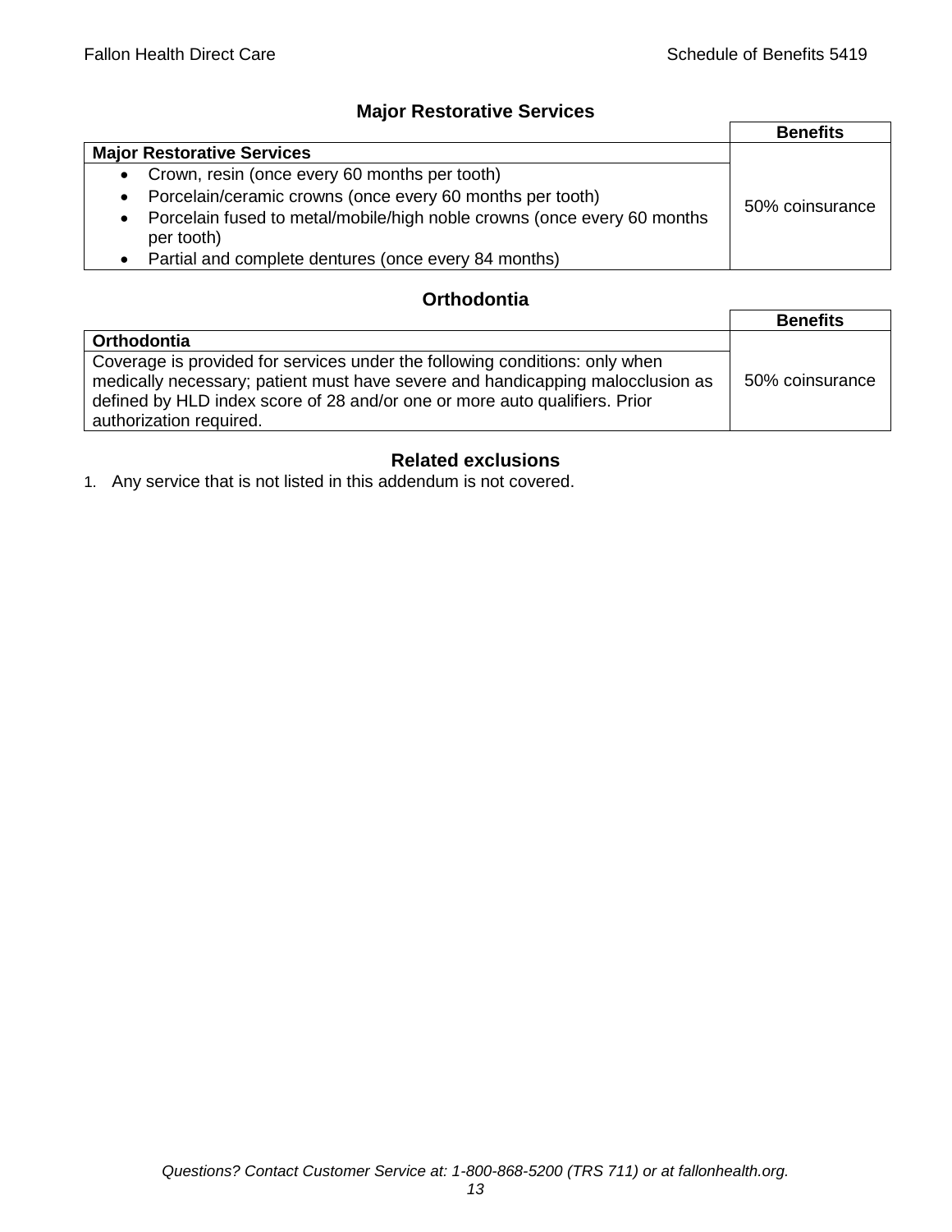## Major Restorative Services

| | Benefits |
|---|---|
| **Major Restorative Services** | 50% coinsurance |
| • Crown, resin (once every 60 months per tooth)<br>• Porcelain/ceramic crowns (once every 60 months per tooth)<br>• Porcelain fused to metal/mobile/high noble crowns (once every 60 months per tooth)<br>• Partial and complete dentures (once every 84 months) | |

## Orthodontia

| | Benefits |
|---|---|
| **Orthodontia** | 50% coinsurance |
| Coverage is provided for services under the following conditions: only when medically necessary; patient must have severe and handicapping malocclusion as defined by HLD index score of 28 and/or one or more auto qualifiers. Prior authorization required. | |

## Related exclusions

1. Any service that is not listed in this addendum is not covered.

*Questions? Contact Customer Service at: 1-800-868-5200 (TRS 711) or at fallonhealth.org.*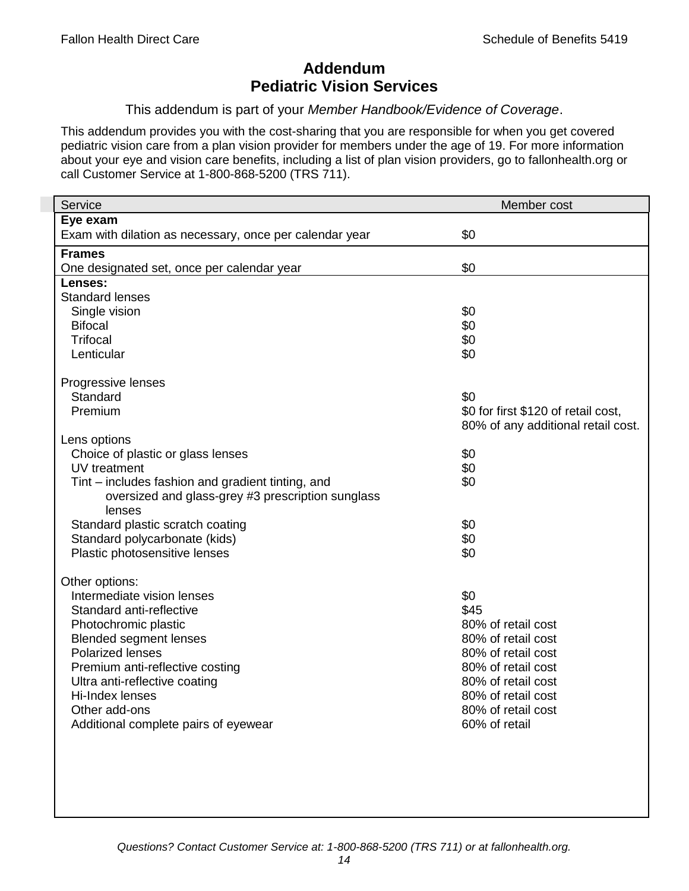# Addendum
# Pediatric Vision Services

This addendum is part of your *Member Handbook/Evidence of Coverage*.

This addendum provides you with the cost-sharing that you are responsible for when you get covered pediatric vision care from a plan vision provider for members under the age of 19. For more information about your eye and vision care benefits, including a list of plan vision providers, go to fallonhealth.org or call Customer Service at 1-800-868-5200 (TRS 711).

| Service | Member cost |
|---|---|
| **Eye exam** | |
| Exam with dilation as necessary, once per calendar year | $0 |
| **Frames** | |
| One designated set, once per calendar year | $0 |
| **Lenses:** | |
| Standard lenses | |
| Single vision | $0 |
| Bifocal | $0 |
| Trifocal | $0 |
| Lenticular | $0 |
| Progressive lenses | |
| Standard | $0 |
| Premium | $0 for first $120 of retail cost, 80% of any additional retail cost. |
| Lens options | |
| Choice of plastic or glass lenses | $0 |
| UV treatment | $0 |
| Tint – includes fashion and gradient tinting, and oversized and glass-grey #3 prescription sunglass lenses | $0 |
| Standard plastic scratch coating | $0 |
| Standard polycarbonate (kids) | $0 |
| Plastic photosensitive lenses | $0 |
| Other options: | |
| Intermediate vision lenses | $0 |
| Standard anti-reflective | $45 |
| Photochromic plastic | 80% of retail cost |
| Blended segment lenses | 80% of retail cost |
| Polarized lenses | 80% of retail cost |
| Premium anti-reflective costing | 80% of retail cost |
| Ultra anti-reflective coating | 80% of retail cost |
| Hi-Index lenses | 80% of retail cost |
| Other add-ons | 80% of retail cost |
| Additional complete pairs of eyewear | 60% of retail |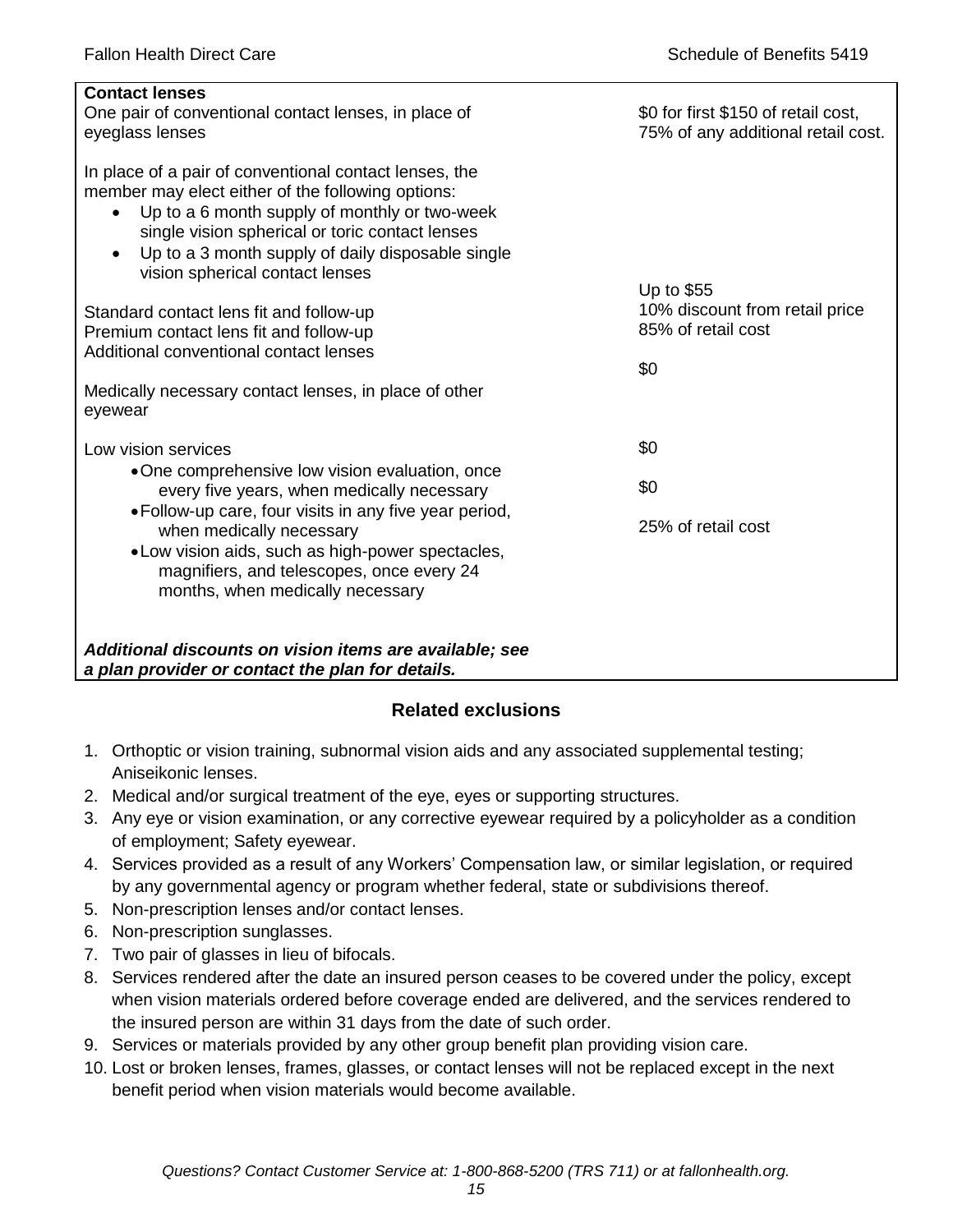| Contact lenses | |
|---|---|
| One pair of conventional contact lenses, in place of eyeglass lenses | $0 for first $150 of retail cost, 75% of any additional retail cost. |
| In place of a pair of conventional contact lenses, the member may elect either of the following options:<br>• Up to a 6 month supply of monthly or two-week single vision spherical or toric contact lenses<br>• Up to a 3 month supply of daily disposable single vision spherical contact lenses | |
| Standard contact lens fit and follow-up | Up to $55 |
| Premium contact lens fit and follow-up | 10% discount from retail price |
| Additional conventional contact lenses | 85% of retail cost |
| Medically necessary contact lenses, in place of other eyewear | $0 |
| Low vision services | |
| • One comprehensive low vision evaluation, once every five years, when medically necessary | $0 |
| • Follow-up care, four visits in any five year period, when medically necessary | $0 |
| • Low vision aids, such as high-power spectacles, magnifiers, and telescopes, once every 24 months, when medically necessary | 25% of retail cost |
| ***Additional discounts on vision items are available; see a plan provider or contact the plan for details.*** | |

## Related exclusions

1. Orthoptic or vision training, subnormal vision aids and any associated supplemental testing; Aniseikonic lenses.
2. Medical and/or surgical treatment of the eye, eyes or supporting structures.
3. Any eye or vision examination, or any corrective eyewear required by a policyholder as a condition of employment; Safety eyewear.
4. Services provided as a result of any Workers' Compensation law, or similar legislation, or required by any governmental agency or program whether federal, state or subdivisions thereof.
5. Non-prescription lenses and/or contact lenses.
6. Non-prescription sunglasses.
7. Two pair of glasses in lieu of bifocals.
8. Services rendered after the date an insured person ceases to be covered under the policy, except when vision materials ordered before coverage ended are delivered, and the services rendered to the insured person are within 31 days from the date of such order.
9. Services or materials provided by any other group benefit plan providing vision care.
10. Lost or broken lenses, frames, glasses, or contact lenses will not be replaced except in the next benefit period when vision materials would become available.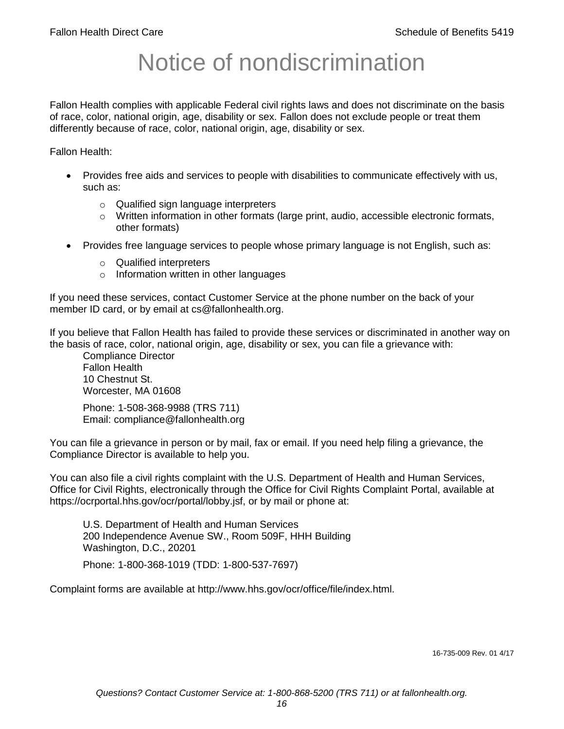# Notice of nondiscrimination

Fallon Health complies with applicable Federal civil rights laws and does not discriminate on the basis of race, color, national origin, age, disability or sex. Fallon does not exclude people or treat them differently because of race, color, national origin, age, disability or sex.

Fallon Health:

- Provides free aids and services to people with disabilities to communicate effectively with us, such as:
  - Qualified sign language interpreters
  - Written information in other formats (large print, audio, accessible electronic formats, other formats)
- Provides free language services to people whose primary language is not English, such as:
  - Qualified interpreters
  - Information written in other languages

If you need these services, contact Customer Service at the phone number on the back of your member ID card, or by email at cs@fallonhealth.org.

If you believe that Fallon Health has failed to provide these services or discriminated in another way on the basis of race, color, national origin, age, disability or sex, you can file a grievance with:

Compliance Director
Fallon Health
10 Chestnut St.
Worcester, MA 01608

Phone: 1-508-368-9988 (TRS 711)
Email: compliance@fallonhealth.org

You can file a grievance in person or by mail, fax or email. If you need help filing a grievance, the Compliance Director is available to help you.

You can also file a civil rights complaint with the U.S. Department of Health and Human Services, Office for Civil Rights, electronically through the Office for Civil Rights Complaint Portal, available at https://ocrportal.hhs.gov/ocr/portal/lobby.jsf, or by mail or phone at:

U.S. Department of Health and Human Services
200 Independence Avenue SW., Room 509F, HHH Building
Washington, D.C., 20201

Phone: 1-800-368-1019 (TDD: 1-800-537-7697)

Complaint forms are available at http://www.hhs.gov/ocr/office/file/index.html.

16-735-009 Rev. 01 4/17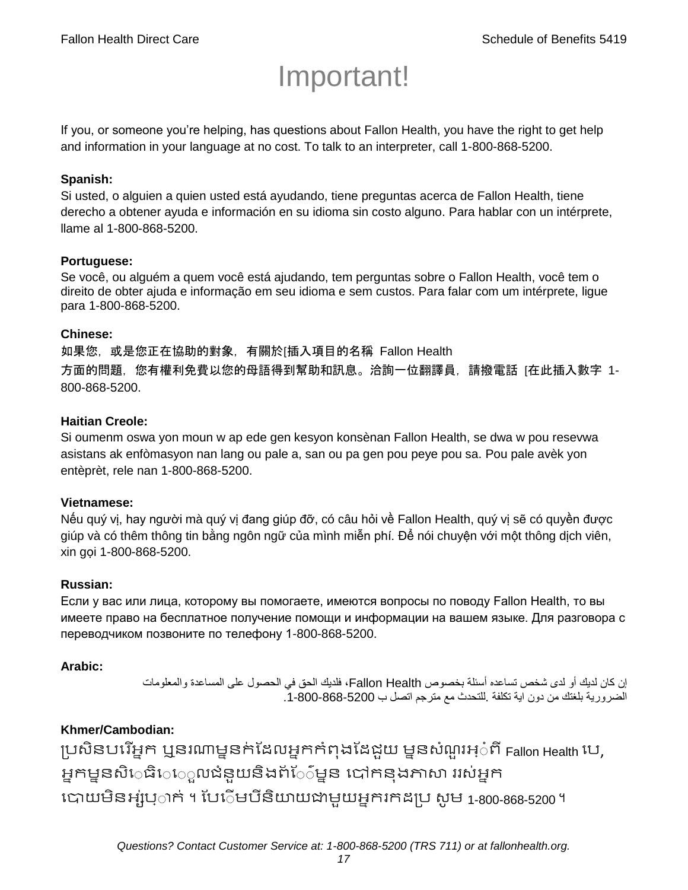# Important!

If you, or someone you're helping, has questions about Fallon Health, you have the right to get help and information in your language at no cost. To talk to an interpreter, call 1-800-868-5200.

**Spanish:**
Si usted, o alguien a quien usted está ayudando, tiene preguntas acerca de Fallon Health, tiene derecho a obtener ayuda e información en su idioma sin costo alguno. Para hablar con un intérprete, llame al 1-800-868-5200.

**Portuguese:**
Se você, ou alguém a quem você está ajudando, tem perguntas sobre o Fallon Health, você tem o direito de obter ajuda e informação em seu idioma e sem custos. Para falar com um intérprete, ligue para 1-800-868-5200.

**Chinese:**
如果您，或是您正在協助的對象，有關於[插入項目的名稱 Fallon Health 方面的問題，您有權利免費以您的母語得到幫助和訊息。洽詢一位翻譯員，請撥電話 [在此插入數字 1-800-868-5200.

**Haitian Creole:**
Si oumenm oswa yon moun w ap ede gen kesyon konsènan Fallon Health, se dwa w pou resevwa asistans ak enfòmasyon nan lang ou pale a, san ou pa gen pou peye pou sa. Pou pale avèk yon entèprèt, rele nan 1-800-868-5200.

**Vietnamese:**
Nếu quý vị, hay người mà quý vị đang giúp đỡ, có câu hỏi về Fallon Health, quý vị sẽ có quyền được giúp và có thêm thông tin bằng ngôn ngữ của mình miễn phí. Để nói chuyện với một thông dịch viên, xin gọi 1-800-868-5200.

**Russian:**
Если у вас или лица, которому вы помогаете, имеются вопросы по поводу Fallon Health, то вы имеете право на бесплатное получение помощи и информации на вашем языке. Для разговора с переводчиком позвоните по телефону 1-800-868-5200.

**Arabic:**
إن كان لديك أو لدى شخص تساعده أسئلة بخصوص Fallon Health، فلديك الحق في الحصول على المساعدة والمعلومات الضرورية بلغتك من دون اية تكلفة .للتحدث مع مترجم اتصل ب 1-800-868-5200.

**Khmer/Cambodian:**
ប្រសិនបរើអ្នក ឬនរណាម្នាក់ដែលអ្នកកំពុងដែជួយ ម្នានសំណួរអ្ំពី Fallon Health បេ, អ្នកម្នានសិេធិេេ្ចលជំនួយនិងព័េ៌ម្នាន បៅកនុងភាសា ររស់អ្នក បោយមិនអ្ស់រុ្ាក់ ។ បែេិមបីនិយាយជាមួយអ្នករកដប្រ សូម 1-800-868-5200 ។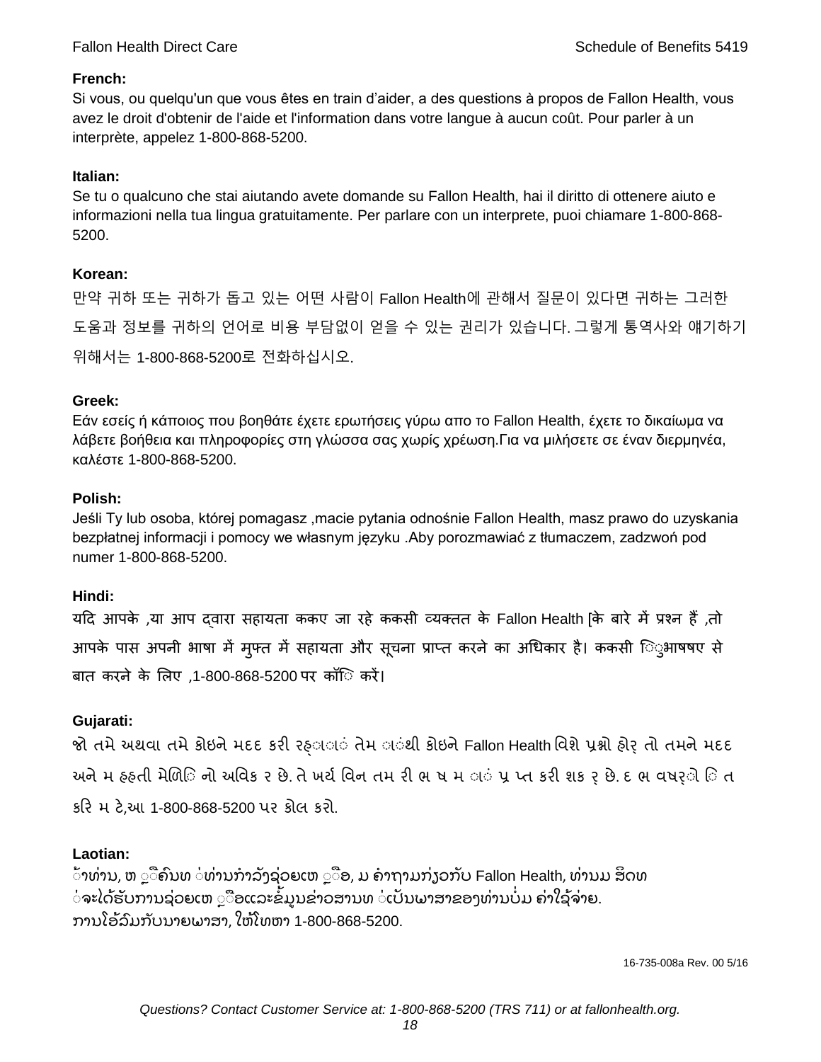**French:**
Si vous, ou quelqu'un que vous êtes en train d'aider, a des questions à propos de Fallon Health, vous avez le droit d'obtenir de l'aide et l'information dans votre langue à aucun coût. Pour parler à un interprète, appelez 1-800-868-5200.

**Italian:**
Se tu o qualcuno che stai aiutando avete domande su Fallon Health, hai il diritto di ottenere aiuto e informazioni nella tua lingua gratuitamente. Per parlare con un interprete, puoi chiamare 1-800-868-5200.

**Korean:**
만약 귀하 또는 귀하가 돕고 있는 어떤 사람이 Fallon Health에 관해서 질문이 있다면 귀하는 그러한 도움과 정보를 귀하의 언어로 비용 부담없이 얻을 수 있는 권리가 있습니다. 그렇게 통역사와 얘기하기 위해서는 1-800-868-5200로 전화하십시오.

**Greek:**
Εάν εσείς ή κάποιος που βοηθάτε έχετε ερωτήσεις γύρω απο το Fallon Health, έχετε το δικαίωμα να λάβετε βοήθεια και πληροφορίες στη γλώσσα σας χωρίς χρέωση.Για να μιλήσετε σε έναν διερμηνέα, καλέστε 1-800-868-5200.

**Polish:**
Jeśli Ty lub osoba, której pomagasz ,macie pytania odnośnie Fallon Health, masz prawo do uzyskania bezpłatnej informacji i pomocy we własnym języku .Aby porozmawiać z tłumaczem, zadzwoń pod numer 1-800-868-5200.

**Hindi:**
यदि आपके ,या आप द्वारा सहायता ककए जा रहे ककसी व्यक्तत के Fallon Health [के बारे में प्रश्न हैं ,तो आपके पास अपनी भाषा में मुफ्त में सहायता और सूचना प्राप्त करने का अधिकार है। ककसी िुभाषषए से बात करने के लिए ,1-800-868-5200 पर कॉि करें।

**Gujarati:**
જો તમે અથવા તમે કોઇને મદદ કરી રહ્યાં તેમ ાંથી કોઇને Fallon Health વિશે પ્રશ્નો હોર્ તો તમને મદદ અને મ હહતી મેળિિ નો અવિક ર છે. તે ખર્ચ વિન તમ રી ભ ષ મ ાં પ્ર પ્ત કરી શક ર્ છે. દ ભ વષર્ો િ ત કરિ મ ટે,આ 1-800-868-5200 પર કોલ કરો.

**Laotian:**
ຖ້າທ່ານ, ຫ ຼືຄົນທ ່ທ່ານກໍາລັງຊ່ວຍເຫ ຼືອ, ມ ຄໍາຖາມກ່ຽວກັບ Fallon Health, ທ່ານມ ສິດທ ່ຈະໄດ້ຮັບການຊ່ວຍເຫ ຼືອແລະຂໍ້ມູນຂ່າວສານທ ່ເປັນພາສາຂອງທ່ານບໍ່ມ ຄ່າໃຊ້ຈ່າຍ. ການໂອ້ລົມກັບນາຍພາສາ, ໃຫ້ໂທຫາ 1-800-868-5200.

16-735-008a Rev. 00 5/16